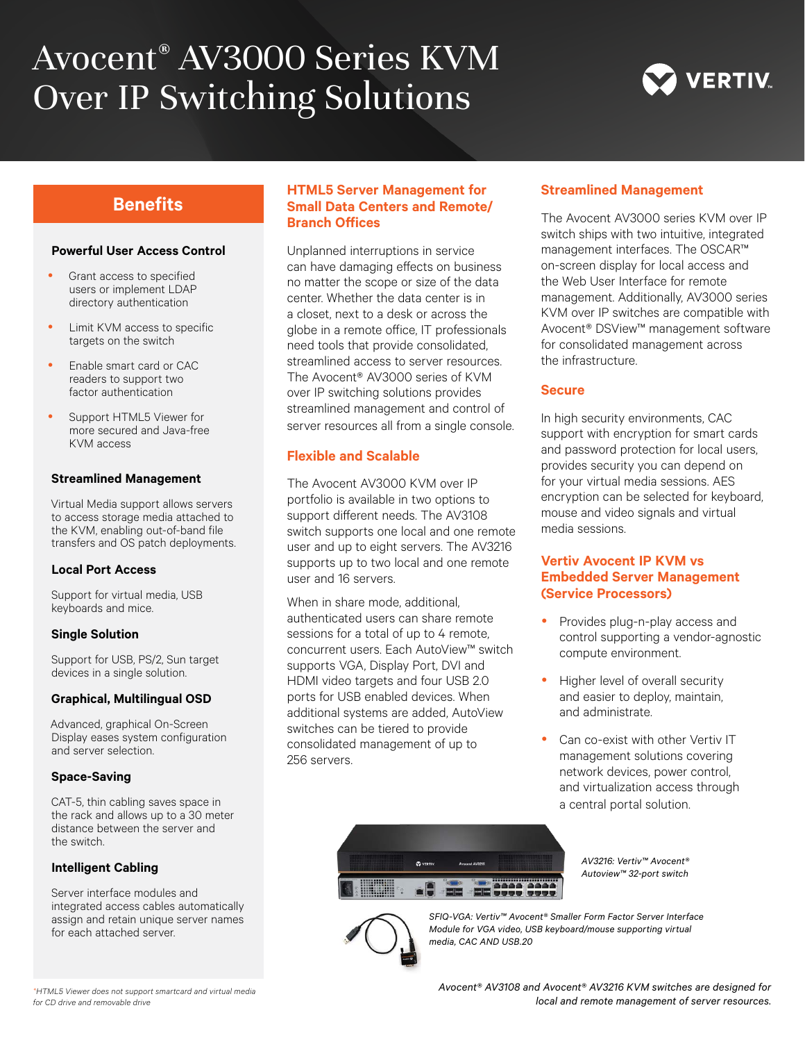# Avocent® AV3000 Series KVM Over IP Switching Solutions

VERTIV.

## Benefits

### Powerful User Access Control

- Grant access to specified users or implement LDAP directory authentication
- Limit KVM access to specific targets on the switch
- Enable smart card or CAC readers to support two factor authentication
- Support HTML5 Viewer for more secured and Java-free KVM access

### Streamlined Management

Virtual Media support allows servers to access storage media attached to the KVM, enabling out-of-band file transfers and OS patch deployments.

### Local Port Access

Support for virtual media, USB keyboards and mice.

### Single Solution

Support for USB, PS/2, Sun target devices in a single solution.

### Graphical, Multilingual OSD

Advanced, graphical On-Screen Display eases system configuration and server selection.

### Space-Saving

CAT-5, thin cabling saves space in the rack and allows up to a 30 meter distance between the server and the switch.

### Intelligent Cabling

Server interface modules and integrated access cables automatically assign and retain unique server names for each attached server.

*HTML5 Viewer does not support smartcard and virtual media for CD drive and removable drive

## HTML5 Server Management for Small Data Centers and Remote/Branch Offices

Unplanned interruptions in service can have damaging effects on business no matter the scope or size of the data center. Whether the data center is in a closet, next to a desk or across the globe in a remote office, IT professionals need tools that provide consolidated, streamlined access to server resources. The Avocent® AV3000 series of KVM over IP switching solutions provides streamlined management and control of server resources all from a single console.

## Flexible and Scalable

The Avocent AV3000 KVM over IP portfolio is available in two options to support different needs. The AV3108 switch supports one local and one remote user and up to eight servers. The AV3216 supports up to two local and one remote user and 16 servers.

When in share mode, additional, authenticated users can share remote sessions for a total of up to 4 remote, concurrent users. Each AutoView™ switch supports VGA, Display Port, DVI and HDMI video targets and four USB 2.0 ports for USB enabled devices. When additional systems are added, AutoView switches can be tiered to provide consolidated management of up to 256 servers.

## Streamlined Management

The Avocent AV3000 series KVM over IP switch ships with two intuitive, integrated management interfaces. The OSCAR™ on-screen display for local access and the Web User Interface for remote management. Additionally, AV3000 series KVM over IP switches are compatible with Avocent® DSView™ management software for consolidated management across the infrastructure.

## Secure

In high security environments, CAC support with encryption for smart cards and password protection for local users, provides security you can depend on for your virtual media sessions. AES encryption can be selected for keyboard, mouse and video signals and virtual media sessions.

## Vertiv Avocent IP KVM vs Embedded Server Management (Service Processors)

- Provides plug-n-play access and control supporting a vendor-agnostic compute environment.
- Higher level of overall security and easier to deploy, maintain, and administrate.
- Can co-exist with other Vertiv IT management solutions covering network devices, power control, and virtualization access through a central portal solution.

*AV3216: Vertiv™ Avocent® Autoview™ 32-port switch*

*SFIQ-VGA: Vertiv™ Avocent® Smaller Form Factor Server Interface Module for VGA video, USB keyboard/mouse supporting virtual media, CAC AND USB.20*

*Avocent® AV3108 and Avocent® AV3216 KVM switches are designed for local and remote management of server resources.*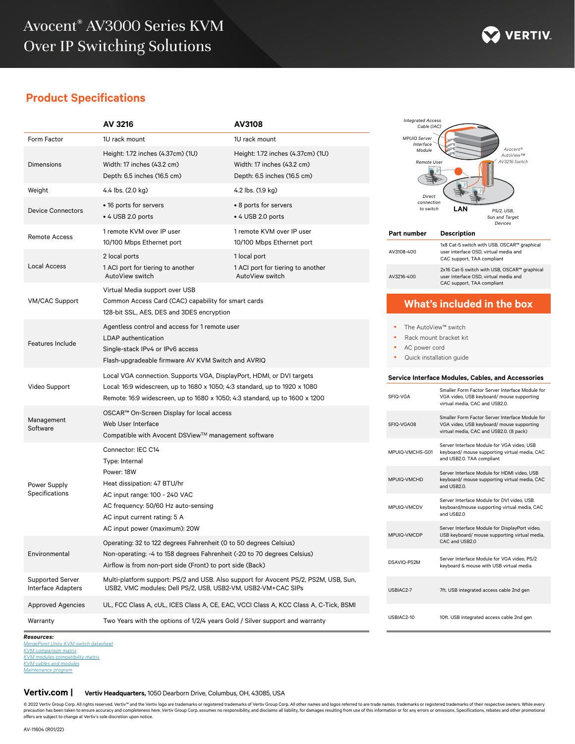# Avocent® AV3000 Series KVM Over IP Switching Solutions

## Product Specifications

| | AV 3216 | AV3108 |
|---|---|---|
| Form Factor | 1U rack mount | 1U rack mount |
| Dimensions | Height: 1.72 inches (4.37cm) (1U)<br>Width: 17 inches (43.2 cm)<br>Depth: 6.5 inches (16.5 cm) | Height: 1.72 inches (4.37cm) (1U)<br>Width: 17 inches (43.2 cm)<br>Depth: 6.5 inches (16.5 cm) |
| Weight | 4.4 lbs. (2.0 kg) | 4.2 lbs. (1.9 kg) |
| Device Connectors | • 16 ports for servers<br>• 4 USB 2.0 ports | • 8 ports for servers<br>• 4 USB 2.0 ports |
| Remote Access | 1 remote KVM over IP user<br>10/100 Mbps Ethernet port | 1 remote KVM over IP user<br>10/100 Mbps Ethernet port |
| Local Access | 2 local ports<br>1 ACI port for tiering to another AutoView switch | 1 local port<br>1 ACI port for tiering to another AutoView switch |
| VM/CAC Support | Virtual Media support over USB<br>Common Access Card (CAC) capability for smart cards<br>128-bit SSL, AES, DES and 3DES encryption | |
| Features Include | Agentless control and access for 1 remote user<br>LDAP authentication<br>Single-stack IPv4 or IPv6 access<br>Flash-upgradeable firmware AV KVM Switch and AVRIQ | |
| Video Support | Local VGA connection. Supports VGA, DisplayPort, HDMI, or DVI targets<br>Local: 16:9 widescreen, up to 1680 x 1050; 4:3 standard, up to 1920 x 1080<br>Remote: 16:9 widescreen, up to 1680 x 1050; 4:3 standard, up to 1600 x 1200 | |
| Management Software | OSCAR™ On-Screen Display for local access<br>Web User Interface<br>Compatible with Avocent DSView™ management software | |
| Power Supply Specifications | Connector: IEC C14<br>Type: Internal<br>Power: 18W<br>Heat dissipation: 47 BTU/hr<br>AC input range: 100 - 240 VAC<br>AC frequency: 50/60 Hz auto-sensing<br>AC input current rating: 5 A<br>AC input power (maximum): 20W | |
| Environmental | Operating: 32 to 122 degrees Fahrenheit (0 to 50 degrees Celsius)<br>Non-operating: -4 to 158 degrees Fahrenheit (-20 to 70 degrees Celsius)<br>Airflow is from non-port side (Front) to port side (Back) | |
| Supported Server Interface Adapters | Multi-platform support: PS/2 and USB. Also support for Avocent PS/2, PS2M, USB, Sun, USB2, VMC modules; Dell PS/2, USB, USB2-VM, USB2-VM+CAC SIPs | |
| Approved Agencies | UL, FCC Class A, cUL, ICES Class A, CE, EAC, VCCI Class A, KCC Class A, C-Tick, BSMI | |
| Warranty | Two Years with the options of 1/2/4 years Gold / Silver support and warranty | |

Integrated Access Cable (IAC)
MPUIQ Server Interface Module
Avocent® AutoView™ AV3216 Switch
Remote User
Direct connection to switch
LAN
PS/2, USB, Sun and Target Devices

| Part number | Description |
|---|---|
| AV3108-400 | 1x8 Cat-5 switch with USB, OSCAR™ graphical user interface OSD, virtual media and CAC support, TAA compliant |
| AV3216-400 | 2x16 Cat-5 switch with USB, OSCAR™ graphical user interface OSD, virtual media and CAC support, TAA compliant |

## What's included in the box

- The AutoView™ switch
- Rack mount bracket kit
- AC power cord
- Quick installation guide

### Service Interface Modules, Cables, and Accessories

| | |
|---|---|
| SFIQ-VGA | Smaller Form Factor Server Interface Module for VGA video, USB keyboard/ mouse supporting virtual media, CAC and USB2.0. |
| SFIQ-VGA08 | Smaller Form Factor Server Interface Module for VGA video, USB keyboard/ mouse supporting virtual media, CAC and USB2.0. (8 pack) |
| MPUIQ-VMCHS-G01 | Server Interface Module for VGA video, USB keyboard/ mouse supporting virtual media, CAC and USB2.0. TAA compliant |
| MPUIQ-VMCHD | Server Interface Module for HDMI video, USB keyboard/ mouse supporting virtual media, CAC and USB2.0. |
| MPUIQ-VMCDV | Server Interface Module for DVI video, USB keyboard/mouse supporting virtual media, CAC and USB2.0 |
| MPUIQ-VMCDP | Server Interface Module for DisplayPort video, USB keyboard/ mouse supporting virtual media, CAC and USB2.0 |
| DSAVIQ-PS2M | Server Interface Module for VGA video, PS/2 keyboard & mouse with USB virtual media |
| USBIAC2-7 | 7ft. USB integrated access cable 2nd gen |
| USBIAC2-10 | 10ft. USB integrated access cable 2nd gen |

***Resources:***

MergePoint Unity KVM switch datasheet
KVM comparison matrix
KVM modules compatibility matrix
KVM cables and modules
Maintenance program

**Vertiv.com | Vertiv Headquarters,** 1050 Dearborn Drive, Columbus, OH, 43085, USA

© 2022 Vertiv Group Corp. All rights reserved. Vertiv™ and the Vertiv logo are trademarks or registered trademarks of Vertiv Group Corp. All other names and logos referred to are trade names, trademarks or registered trademarks of their respective owners. While every precaution has been taken to ensure accuracy and completeness here, Vertiv Group Corp. assumes no responsibility, and disclaims all liability, for damages resulting from use of this information or for any errors or omissions. Specifications, rebates and other promotional offers are subject to change at Vertiv's sole discretion upon notice.

AV-11604 (R01/22)